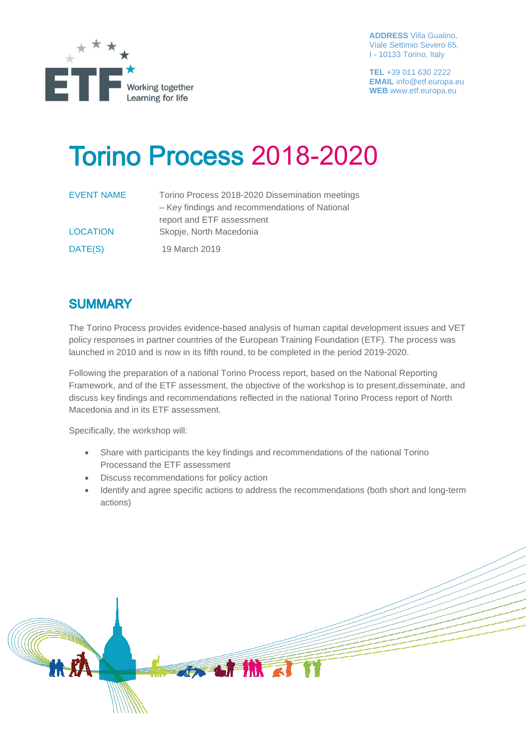ADDRESS Villa Gualino, Viale Settimio Severo 65, I - 10133 Torino, Italy

TEL +39 011 630 2222
EMAIL info@etf.europa.eu
WEB www.etf.europa.eu

# Torino Process 2018-2020

| | |
|---|---|
| EVENT NAME | Torino Process 2018-2020 Dissemination meetings – Key findings and recommendations of National report and ETF assessment |
| LOCATION | Skopje, North Macedonia |
| DATE(S) | 19 March 2019 |

## SUMMARY

The Torino Process provides evidence-based analysis of human capital development issues and VET policy responses in partner countries of the European Training Foundation (ETF). The process was launched in 2010 and is now in its fifth round, to be completed in the period 2019-2020.

Following the preparation of a national Torino Process report, based on the National Reporting Framework, and of the ETF assessment, the objective of the workshop is to present,disseminate, and discuss key findings and recommendations reflected in the national Torino Process report of North Macedonia and in its ETF assessment.

Specifically, the workshop will:

- Share with participants the key findings and recommendations of the national Torino Processand the ETF assessment
- Discuss recommendations for policy action
- Identify and agree specific actions to address the recommendations (both short and long-term actions)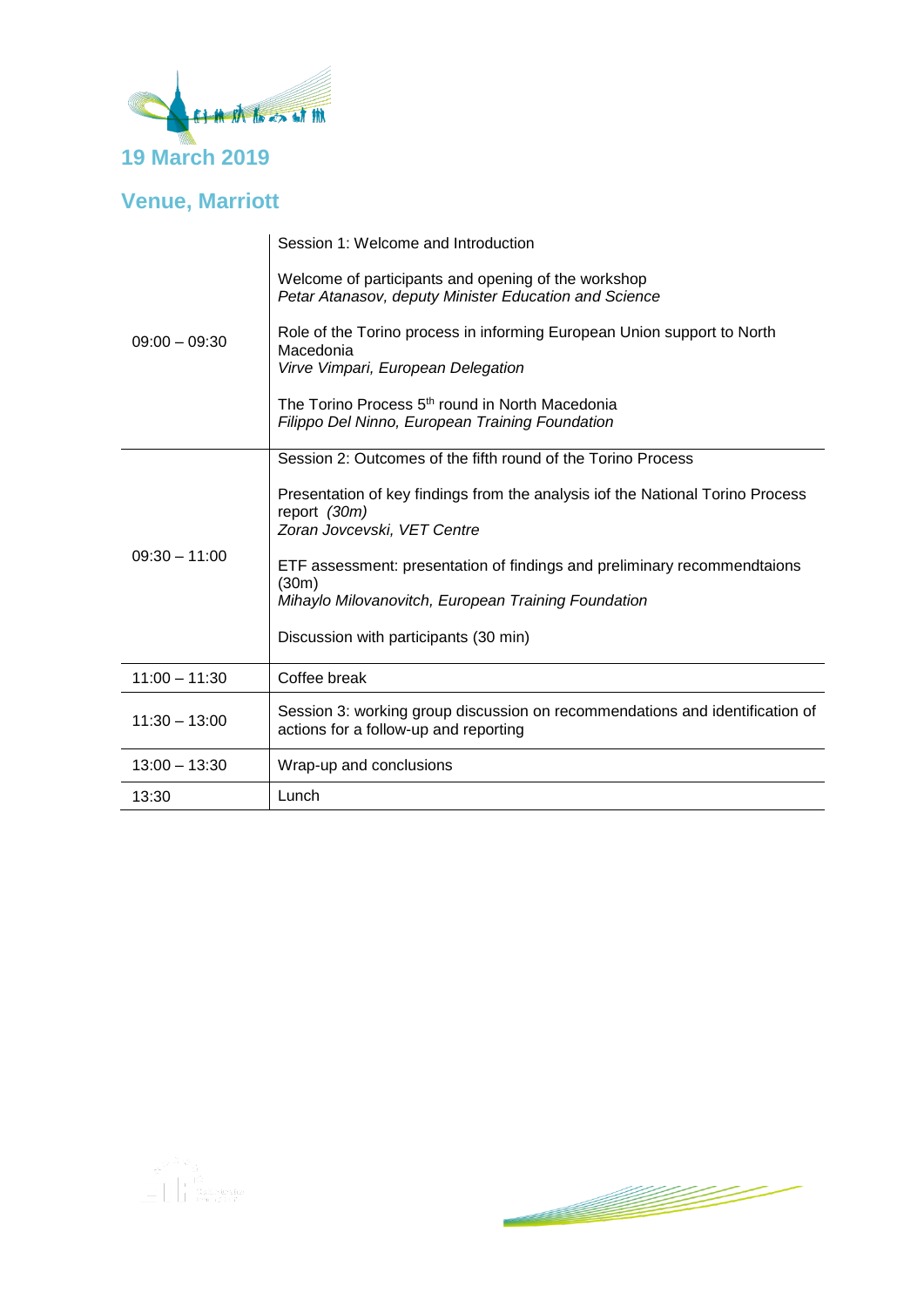## 19 March 2019

## Venue, Marriott

| | |
|---|---|
| 09:00 – 09:30 | Session 1: Welcome and Introduction<br><br>Welcome of participants and opening of the workshop<br>*Petar Atanasov, deputy Minister Education and Science*<br><br>Role of the Torino process in informing European Union support to North Macedonia<br>*Virve Vimpari, European Delegation*<br><br>The Torino Process 5th round in North Macedonia<br>*Filippo Del Ninno, European Training Foundation* |
| 09:30 – 11:00 | Session 2: Outcomes of the fifth round of the Torino Process<br><br>Presentation of key findings from the analysis iof the National Torino Process report *(30m)*<br>*Zoran Jovcevski, VET Centre*<br><br>ETF assessment: presentation of findings and preliminary recommendtaions (30m)<br>*Mihaylo Milovanovitch, European Training Foundation*<br><br>Discussion with participants (30 min) |
| 11:00 – 11:30 | Coffee break |
| 11:30 – 13:00 | Session 3: working group discussion on recommendations and identification of actions for a follow-up and reporting |
| 13:00 – 13:30 | Wrap-up and conclusions |
| 13:30 | Lunch |